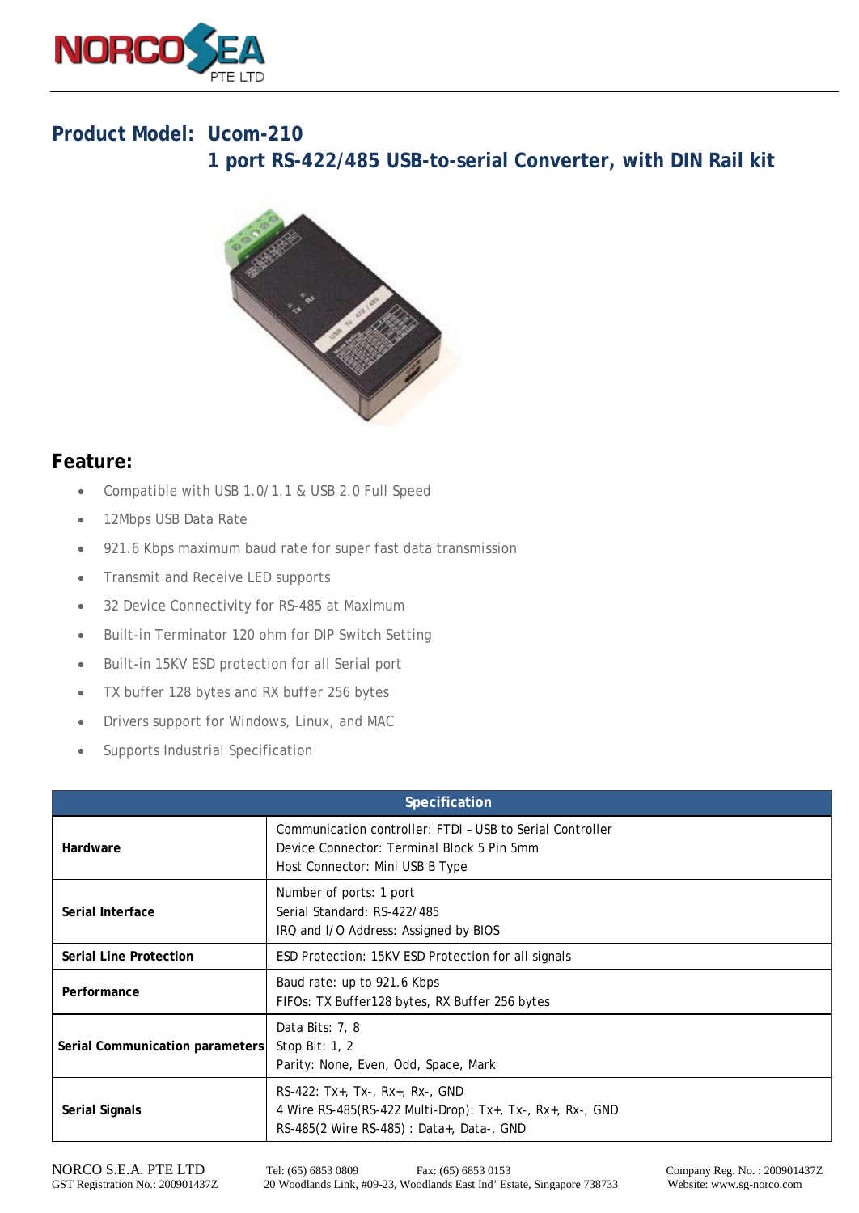# Product Model: Ucom-210

## 1 port RS-422/485 USB-to-serial Converter, with DIN Rail kit

## Feature:

- Compatible with USB 1.0/1.1 & USB 2.0 Full Speed
- 12Mbps USB Data Rate
- 921.6 Kbps maximum baud rate for super fast data transmission
- Transmit and Receive LED supports
- 32 Device Connectivity for RS-485 at Maximum
- Built-in Terminator 120 ohm for DIP Switch Setting
- Built-in 15KV ESD protection for all Serial port
- TX buffer 128 bytes and RX buffer 256 bytes
- Drivers support for Windows, Linux, and MAC
- Supports Industrial Specification

| Specification | |
|---|---|
| **Hardware** | Communication controller: FTDI – USB to Serial Controller<br>Device Connector: Terminal Block 5 Pin 5mm<br>Host Connector: Mini USB B Type |
| **Serial Interface** | Number of ports: 1 port<br>Serial Standard: RS-422/485<br>IRQ and I/O Address: Assigned by BIOS |
| **Serial Line Protection** | ESD Protection: 15KV ESD Protection for all signals |
| **Performance** | Baud rate: up to 921.6 Kbps<br>FIFOs: TX Buffer128 bytes, RX Buffer 256 bytes |
| **Serial Communication parameters** | Data Bits: 7, 8<br>Stop Bit: 1, 2<br>Parity: None, Even, Odd, Space, Mark |
| **Serial Signals** | RS-422: Tx+, Tx-, Rx+, Rx-, GND<br>4 Wire RS-485(RS-422 Multi-Drop): Tx+, Tx-, Rx+, Rx-, GND<br>RS-485(2 Wire RS-485) : Data+, Data-, GND |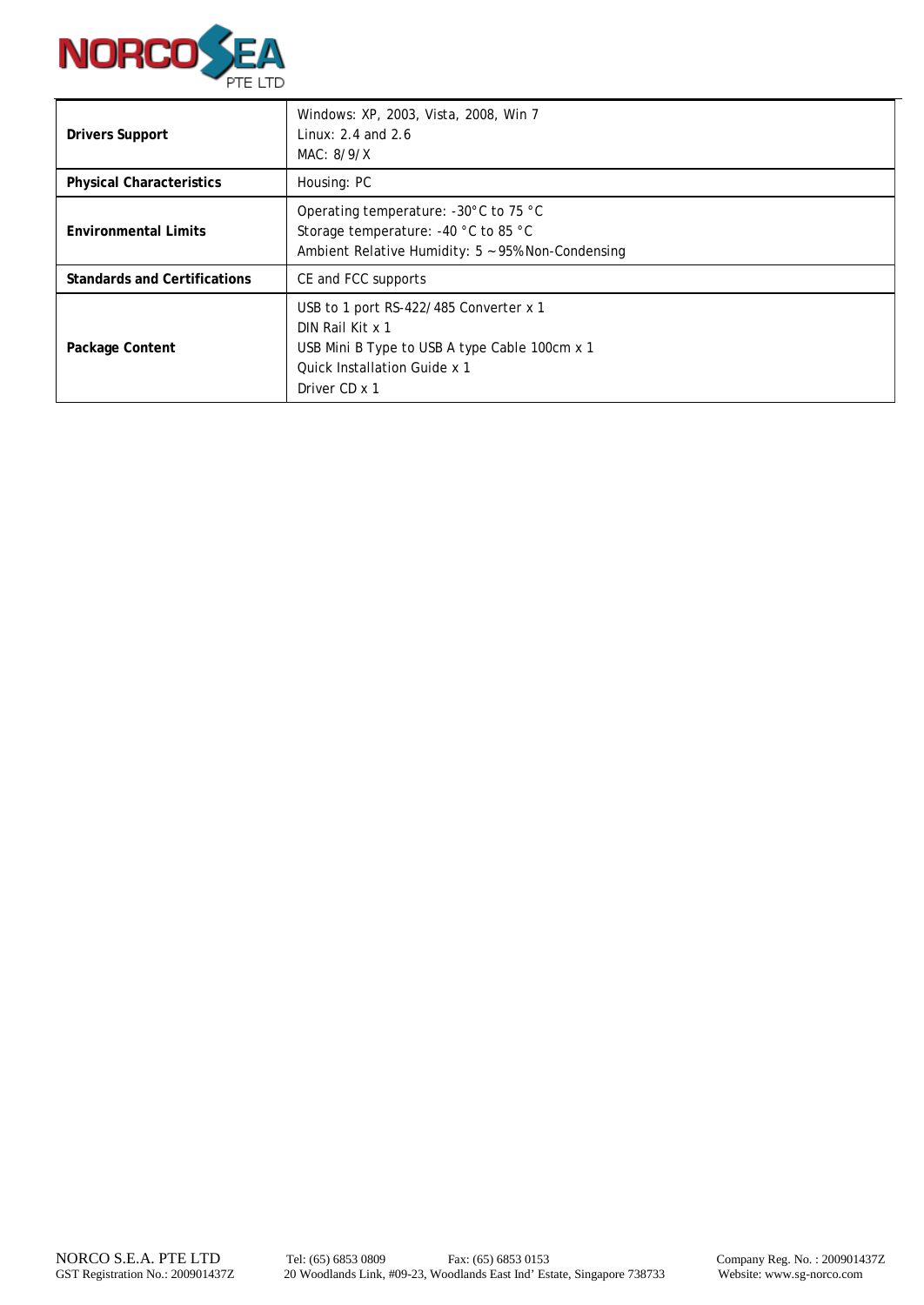| | |
|---|---|
| **Drivers Support** | Windows: XP, 2003, Vista, 2008, Win 7<br>Linux: 2.4 and 2.6<br>MAC: 8/9/X |
| **Physical Characteristics** | Housing: PC |
| **Environmental Limits** | Operating temperature: -30°C to 75 °C<br>Storage temperature: -40 °C to 85 °C<br>Ambient Relative Humidity: 5 ~ 95% Non-Condensing |
| **Standards and Certifications** | CE and FCC supports |
| **Package Content** | USB to 1 port RS-422/485 Converter x 1<br>DIN Rail Kit x 1<br>USB Mini B Type to USB A type Cable 100cm x 1<br>Quick Installation Guide x 1<br>Driver CD x 1 |